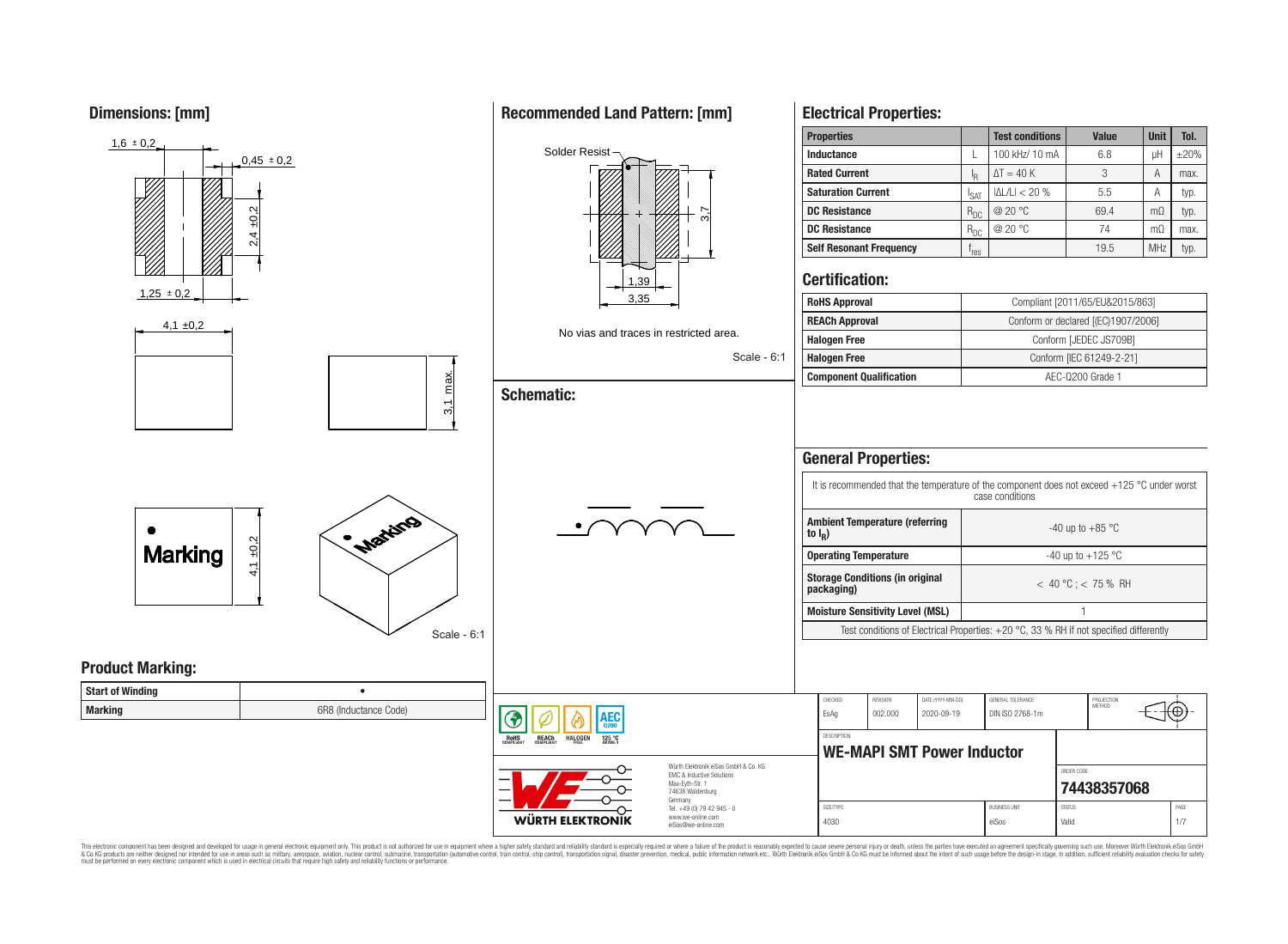## Dimensions: [mm]

1,6 ± 0,2

0,45 ± 0,2

2,4 ±0,2

1,25 ± 0,2

4,1 ±0,2

3,1 max.

Marking

4,1 ±0,2

Scale - 6:1

## Recommended Land Pattern: [mm]

Solder Resist

3,7

1,39

3,35

No vias and traces in restricted area.

Scale - 6:1

## Schematic:

## Electrical Properties:

| Properties | | Test conditions | Value | Unit | Tol. |
|---|---|---|---|---|---|
| Inductance | L | 100 kHz/ 10 mA | 6.8 | µH | ±20% |
| Rated Current | $I_R$ | $\Delta T = 40$ K | 3 | A | max. |
| Saturation Current | $I_{SAT}$ | $\|\Delta L/L\| < 20$ % | 5.5 | A | typ. |
| DC Resistance | $R_{DC}$ | @ 20 °C | 69.4 | mΩ | typ. |
| DC Resistance | $R_{DC}$ | @ 20 °C | 74 | mΩ | max. |
| Self Resonant Frequency | $f_{res}$ | | 19.5 | MHz | typ. |

## Certification:

| | |
|---|---|
| RoHS Approval | Compliant [2011/65/EU&2015/863] |
| REACh Approval | Conform or declared [(EC)1907/2006] |
| Halogen Free | Conform [JEDEC JS709B] |
| Halogen Free | Conform [IEC 61249-2-21] |
| Component Qualification | AEC-Q200 Grade 1 |

## General Properties:

It is recommended that the temperature of the component does not exceed +125 °C under worst case conditions

| | |
|---|---|
| Ambient Temperature (referring to $I_R$) | -40 up to +85 °C |
| Operating Temperature | -40 up to +125 °C |
| Storage Conditions (in original packaging) | < 40 °C ; < 75 % RH |
| Moisture Sensitivity Level (MSL) | 1 |

Test conditions of Electrical Properties: +20 °C, 33 % RH if not specified differently

## Product Marking:

| | |
|---|---|
| Start of Winding | • |
| Marking | 6R8 (Inductance Code) |

RoHS COMPLIANT | REACh COMPLIANT | HALOGEN FREE | AEC Q200 125 °C GRADE 1

Würth Elektronik eiSos GmbH & Co. KG
EMC & Inductive Solutions
Max-Eyth-Str. 1
74638 Waldenburg
Germany
Tel. +49 (0) 79 42 945 - 0
www.we-online.com
eiSos@we-online.com

WÜRTH ELEKTRONIK

| CHECKED | REVISION | DATE (YYYY-MM-DD) | GENERAL TOLERANCE | PROJECTION METHOD |
|---|---|---|---|---|
| EsAg | 002.000 | 2020-09-19 | DIN ISO 2768-1m | |

DESCRIPTION
**WE-MAPI SMT Power Inductor**

ORDER CODE
**74438357068**

| SIZE/TYPE | BUSINESS UNIT | STATUS | PAGE |
|---|---|---|---|
| 4030 | eiSos | Valid | 1/7 |

This electronic component has been designed and developed for usage in general electronic equipment only. This product is not authorized for use in equipment where a higher safety standard and reliability standard is especially required or where a failure of the product is reasonably expected to cause severe personal injury or death, unless the parties have executed an agreement specifically governing such use. Moreover Würth Elektronik eiSos GmbH & Co KG products are neither designed nor intended for use in areas such as military, aerospace, aviation, nuclear control, submarine, transportation (automotive control, train control, ship control), transportation signal, disaster prevention, medical, public information network etc.. Würth Elektronik eiSos GmbH & Co KG must be informed about the intent of such usage before the design-in stage. In addition, sufficient reliability evaluation checks for safety must be performed on every electronic component which is used in electrical circuits that require high safety and reliability functions or performance.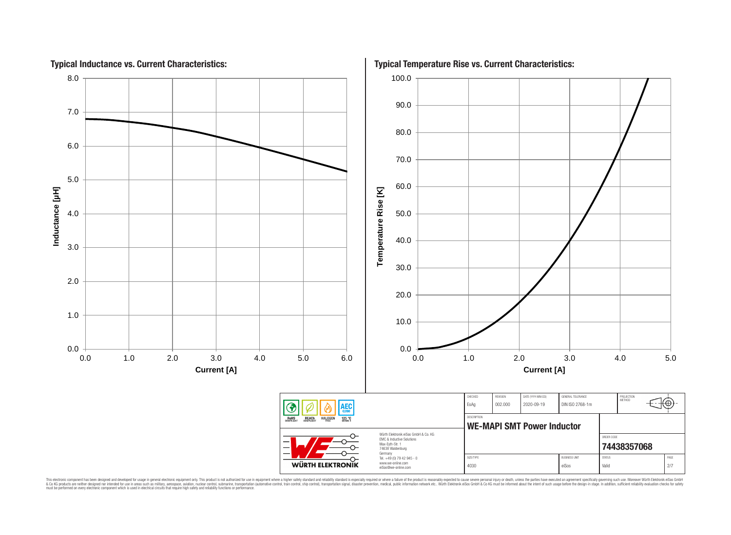## Typical Inductance vs. Current Characteristics:

Inductance [µH]

Current [A]

## Typical Temperature Rise vs. Current Characteristics:

Temperature Rise [K]

Current [A]

| CHECKED | REVISION | DATE (YYYY-MM-DD) | GENERAL TOLERANCE | PROJECTION METHOD |
|---|---|---|---|---|
| EsAg | 002.000 | 2020-09-19 | DIN ISO 2768-1m | |

DESCRIPTION

**WE-MAPI SMT Power Inductor**

ORDER CODE

**74438357068**

| SIZE/TYPE | BUSINESS UNIT | STATUS | PAGE |
|---|---|---|---|
| 4030 | eiSos | Valid | 2/7 |

RoHS COMPLIANT | REACh COMPLIANT | HALOGEN FREE | AEC Q200 | 125 °C GRADE 1

WÜRTH ELEKTRONIK

Würth Elektronik eiSos GmbH & Co. KG
EMC & Inductive Solutions
Max-Eyth-Str. 1
74638 Waldenburg
Germany
Tel. +49 (0) 79 42 945 - 0
www.we-online.com
eiSos@we-online.com

This electronic component has been designed and developed for usage in general electronic equipment only. This product is not authorized for use in equipment where a higher safety standard and reliability standard is especially required or where a failure of the product is reasonably expected to cause severe personal injury or death, unless the parties have executed an agreement specifically governing such use. Moreover Würth Elektronik eiSos GmbH & Co KG products are neither designed nor intended for use in areas such as military, aerospace, aviation, nuclear control, submarine, transportation (automotive control, train control, ship control), transportation signal, disaster prevention, medical, public information network etc.. Würth Elektronik eiSos GmbH & Co KG must be informed about the intent of such usage before the design-in stage. In addition, sufficient reliability evaluation checks for safety must be performed on every electronic component which is used in electrical circuits that require high safety and reliability functions or performance.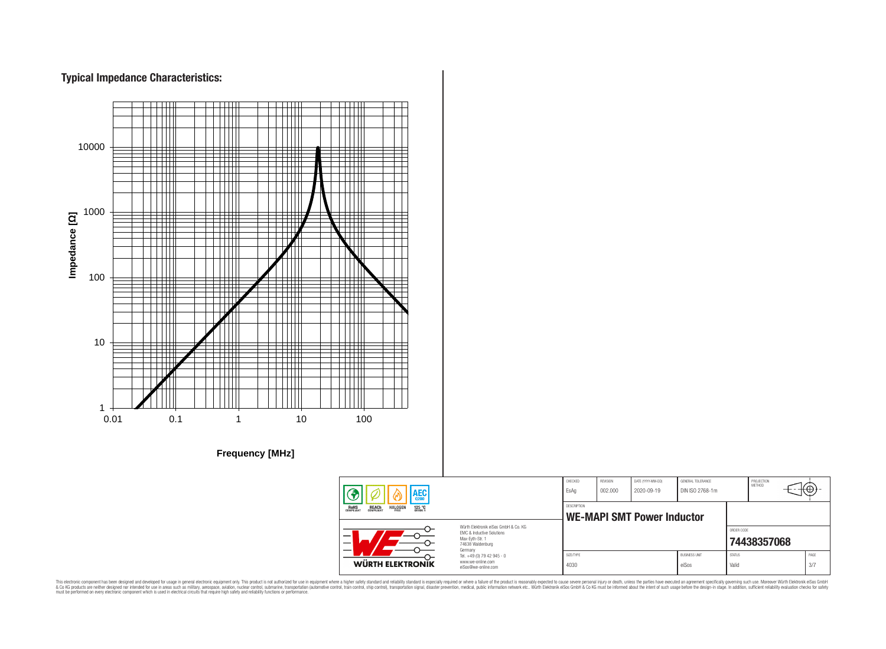## Typical Impedance Characteristics:

Impedance [Ω]

10000

1000

100

10

1

0.01 0.1 1 10 100

**Frequency [MHz]**

| CHECKED | REVISION | DATE (YYYY-MM-DD) | GENERAL TOLERANCE | PROJECTION METHOD |
|---|---|---|---|---|
| EsAg | 002.000 | 2020-09-19 | DIN ISO 2768-1m | |

DESCRIPTION

**WE-MAPI SMT Power Inductor**

ORDER CODE

**74438357068**

| SIZE/TYPE | BUSINESS UNIT | STATUS | PAGE |
|---|---|---|---|
| 4030 | eiSos | Valid | 3/7 |

RoHS COMPLIANT · REACh COMPLIANT · HALOGEN FREE · 125 °C GRADE 1 · AEC Q200

Würth Elektronik eiSos GmbH & Co. KG
EMC & Inductive Solutions
Max-Eyth-Str. 1
74638 Waldenburg
Germany
Tel. +49 (0) 79 42 945 - 0
www.we-online.com
eiSos@we-online.com

WÜRTH ELEKTRONIK

This electronic component has been designed and developed for usage in general electronic equipment only. This product is not authorized for use in equipment where a higher safety standard and reliability standard is especially required or where a failure of the product is reasonably expected to cause severe personal injury or death, unless the parties have executed an agreement specifically governing such use. Moreover Würth Elektronik eiSos GmbH & Co KG products are neither designed nor intended for use in areas such as military, aerospace, aviation, nuclear control, submarine, transportation (automotive control, train control, ship control), transportation signal, disaster prevention, medical, public information network etc.. Würth Elektronik eiSos GmbH & Co KG must be informed about the intent of such usage before the design-in stage. In addition, sufficient reliability evaluation checks for safety must be performed on every electronic component which is used in electrical circuits that require high safety and reliability functions or performance.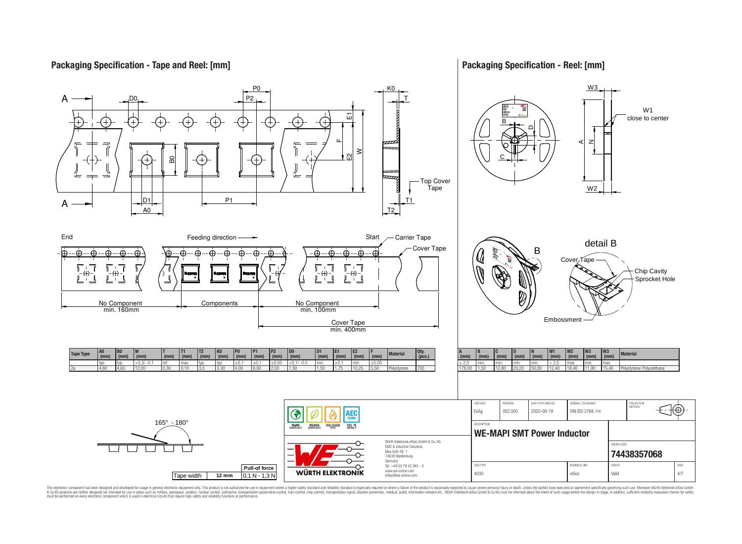## Packaging Specification - Tape and Reel: [mm]

End — Feeding direction — Start — Carrier Tape — Cover Tape

No Component min. 160mm | Components | No Component min. 100mm

Cover Tape min. 400mm

| Tape Type | A0 (mm) | B0 (mm) | W (mm) | T (mm) | T1 (mm) | T2 (mm) | K0 (mm) | P0 (mm) | P1 (mm) | P2 (mm) | D0 (mm) | D1 (mm) | E1 (mm) | E2 (mm) | F (mm) | Material | Qty. (pcs.) |
|---|---|---|---|---|---|---|---|---|---|---|---|---|---|---|---|---|---|
| | typ. | typ. | +0,3/ -0,1 | ref. | max. | typ. | typ. | ±0,1 | ±0,1 | ±0,05 | +0,1/ -0,0 | min. | ±0,1 | min. | ±0,05 | | |
| 2a | 4,60 | 4,60 | 12,00 | 0,30 | 0,10 | 3,5 | 3,30 | 4,00 | 8,00 | 2,00 | 1,50 | 1,50 | 1,75 | 10,25 | 5,50 | Polystyrene | 700 |

165° - 180°

| Tape width | Pull-of force |
|---|---|
| 12 mm | 0,1 N - 1,3 N |

## Packaging Specification - Reel: [mm]

W1 close to center

detail B: Cover Tape, Chip Cavity, Sprocket Hole, Embossment

| A (mm) | B (mm) | C (mm) | D (mm) | N (mm) | W1 (mm) | W2 (mm) | W3 (mm) | W3 (mm) | Material |
|---|---|---|---|---|---|---|---|---|---|
| ± 2,0 | min. | min. | min. | min. | + 2,0 | max. | min. | max. | |
| 178,00 | 1,50 | 12,80 | 20,20 | 50,00 | 12,40 | 18,40 | 11,90 | 15,40 | Polystyrene/ Polyurethane |

| CHECKED | REVISION | DATE (YYYY-MM-DD) | GENERAL TOLERANCE | PROJECTION METHOD |
|---|---|---|---|---|
| EsAg | 002.000 | 2020-09-19 | DIN ISO 2768-1m | |

DESCRIPTION: **WE-MAPI SMT Power Inductor**

ORDER CODE: **74438357068**

| SIZE/TYPE | BUSINESS UNIT | STATUS | PAGE |
|---|---|---|---|
| 4030 | eiSos | Valid | 4/7 |

RoHS COMPLIANT, REACh COMPLIANT, HALOGEN FREE, 125 °C GRADE 1, AEC Q200

Würth Elektronik eiSos GmbH & Co. KG
EMC & Inductive Solutions
Max-Eyth-Str. 1
74638 Waldenburg
Germany
Tel. +49 (0) 79 42 945 - 0
www.we-online.com
eiSos@we-online.com

This electronic component has been designed and developed for usage in general electronic equipment only. This product is not authorized for use in equipment where a higher safety standard and reliability standard is especially required or where a failure of the product is reasonably expected to cause severe personal injury or death, unless the parties have executed an agreement specifically governing such use. Moreover Würth Elektronik eiSos GmbH & Co KG products are neither designed nor intended for use in areas such as military, aerospace, aviation, nuclear control, submarine, transportation (automotive control, train control, ship control), transportation signal, disaster prevention, medical, public information network etc.. Würth Elektronik eiSos GmbH & Co KG must be informed about the intent of such usage before the design-in stage. In addition, sufficient reliability evaluation checks for safety must be performed on every electronic component which is used in electrical circuits that require high safety and reliability functions or performance.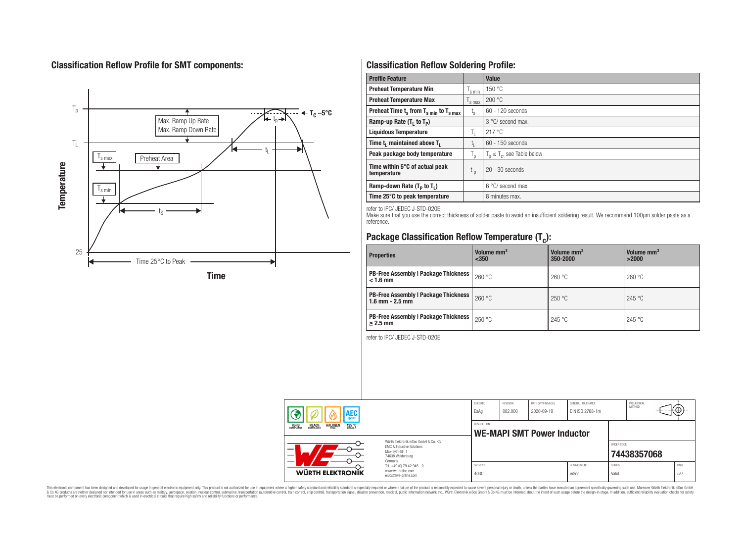## Classification Reflow Profile for SMT components:

## Classification Reflow Soldering Profile:

| Profile Feature | | Value |
|---|---|---|
| Preheat Temperature Min | $T_{s\ min}$ | 150 °C |
| Preheat Temperature Max | $T_{s\ max}$ | 200 °C |
| Preheat Time $t_s$ from $T_{s\ min}$ to $T_{s\ max}$ | $t_s$ | 60 - 120 seconds |
| Ramp-up Rate ($T_L$ to $T_P$) | | 3 °C/ second max. |
| Liquidous Temperature | $T_L$ | 217 °C |
| Time $t_L$ maintained above $T_L$ | $t_L$ | 60 - 150 seconds |
| Peak package body temperature | $T_p$ | $T_p \leq T_c$, see Table below |
| Time within 5°C of actual peak temperature | $t_p$ | 20 - 30 seconds |
| Ramp-down Rate ($T_P$ to $T_L$) | | 6 °C/ second max. |
| Time 25°C to peak temperature | | 8 minutes max. |

refer to IPC/ JEDEC J-STD-020E

Make sure that you use the correct thickness of solder paste to avoid an insufficient soldering result. We recommend 100µm solder paste as a reference.

## Package Classification Reflow Temperature ($T_c$):

| Properties | Volume mm³ <350 | Volume mm³ 350-2000 | Volume mm³ >2000 |
|---|---|---|---|
| PB-Free Assembly \| Package Thickness < 1.6 mm | 260 °C | 260 °C | 260 °C |
| PB-Free Assembly \| Package Thickness 1.6 mm - 2.5 mm | 260 °C | 250 °C | 245 °C |
| PB-Free Assembly \| Package Thickness ≥ 2.5 mm | 250 °C | 245 °C | 245 °C |

refer to IPC/ JEDEC J-STD-020E

| CHECKED | REVISION | DATE (YYYY-MM-DD) | GENERAL TOLERANCE | PROJECTION METHOD |
|---|---|---|---|---|
| EsAg | 002.000 | 2020-09-19 | DIN ISO 2768-1m | |

DESCRIPTION: **WE-MAPI SMT Power Inductor**

ORDER CODE: **74438357068**

| SIZE/TYPE | BUSINESS UNIT | STATUS | PAGE |
|---|---|---|---|
| 4030 | eiSos | Valid | 5/7 |

Würth Elektronik eiSos GmbH & Co. KG
EMC & Inductive Solutions
Max-Eyth-Str. 1
74638 Waldenburg
Germany
Tel. +49 (0) 79 42 945 - 0
www.we-online.com
eiSos@we-online.com

This electronic component has been designed and developed for usage in general electronic equipment only. This product is not authorized for use in equipment where a higher safety standard and reliability standard is especially required or where a failure of the product is reasonably expected to cause severe personal injury or death, unless the parties have executed an agreement specifically governing such use. Moreover Würth Elektronik eiSos GmbH & Co KG products are neither designed nor intended for use in areas such as military, aerospace, aviation, nuclear control, submarine, transportation (automotive control, train control, ship control), transportation signal, disaster prevention, medical, public information network etc.. Würth Elektronik eiSos GmbH & Co KG must be informed about the intent of such usage before the design-in stage. In addition, sufficient reliability evaluation checks for safety must be performed on every electronic component which is used in electrical circuits that require high safety and reliability functions or performance.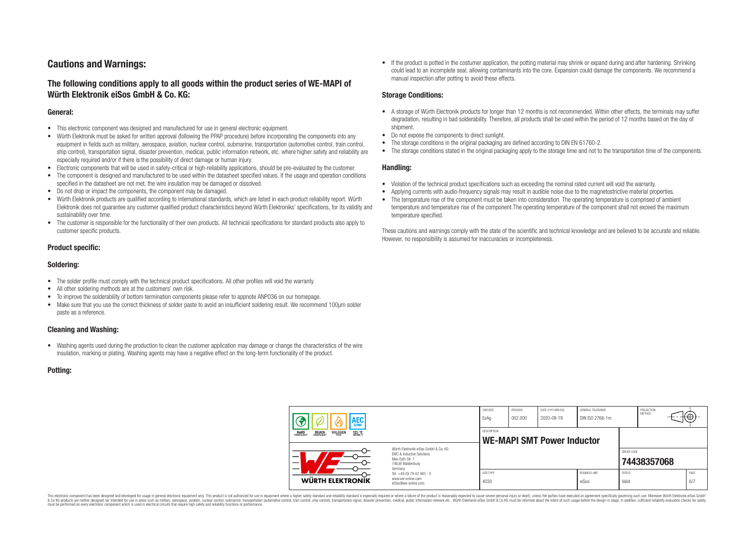## Cautions and Warnings:

### The following conditions apply to all goods within the product series of WE-MAPI of Würth Elektronik eiSos GmbH & Co. KG:

#### General:

- This electronic component was designed and manufactured for use in general electronic equipment.
- Würth Elektronik must be asked for written approval (following the PPAP procedure) before incorporating the components into any equipment in fields such as military, aerospace, aviation, nuclear control, submarine, transportation (automotive control, train control, ship control), transportation signal, disaster prevention, medical, public information network, etc. where higher safety and reliability are especially required and/or if there is the possibility of direct damage or human injury.
- Electronic components that will be used in safety-critical or high-reliability applications, should be pre-evaluated by the customer.
- The component is designed and manufactured to be used within the datasheet specified values. If the usage and operation conditions specified in the datasheet are not met, the wire insulation may be damaged or dissolved.
- Do not drop or impact the components, the component may be damaged.
- Würth Elektronik products are qualified according to international standards, which are listed in each product reliability report. Würth Elektronik does not guarantee any customer qualified product characteristics beyond Würth Elektroniks' specifications, for its validity and sustainability over time.
- The customer is responsible for the functionality of their own products. All technical specifications for standard products also apply to customer specific products.

#### Product specific:

#### Soldering:

- The solder profile must comply with the technical product specifications. All other profiles will void the warranty.
- All other soldering methods are at the customers' own risk.
- To improve the solderability of bottom termination components please refer to appnote ANP036 on our homepage.
- Make sure that you use the correct thickness of solder paste to avoid an insufficient soldering result. We recommend 100µm solder paste as a reference.

#### Cleaning and Washing:

- Washing agents used during the production to clean the customer application may damage or change the characteristics of the wire insulation, marking or plating. Washing agents may have a negative effect on the long-term functionality of the product.

#### Potting:

- If the product is potted in the costumer application, the potting material may shrink or expand during and after hardening. Shrinking could lead to an incomplete seal, allowing contaminants into the core. Expansion could damage the components. We recommend a manual inspection after potting to avoid these effects.

#### Storage Conditions:

- A storage of Würth Electronik products for longer than 12 months is not recommended. Within other effects, the terminals may suffer degradation, resulting in bad solderability. Therefore, all products shall be used within the period of 12 months based on the day of shipment.
- Do not expose the components to direct sunlight.
- The storage conditions in the original packaging are defined according to DIN EN 61760-2.
- The storage conditions stated in the original packaging apply to the storage time and not to the transportation time of the components.

#### Handling:

- Violation of the technical product specifications such as exceeding the nominal rated current will void the warranty.
- Applying currents with audio-frequency signals may result in audible noise due to the magnetostrictive material properties.
- The temperature rise of the component must be taken into consideration. The operating temperature is comprised of ambient temperature and temperature rise of the component.The operating temperature of the component shall not exceed the maximum temperature specified.

These cautions and warnings comply with the state of the scientific and technical knowledge and are believed to be accurate and reliable. However, no responsibility is assumed for inaccuracies or incompleteness.

| CHECKED | REVISION | DATE (YYYY-MM-DD) | GENERAL TOLERANCE | PROJECTION METHOD |
|---|---|---|---|---|
| EsAg | 002.000 | 2020-09-19 | DIN ISO 2768-1m | |

| DESCRIPTION | ORDER CODE |
|---|---|
| **WE-MAPI SMT Power Inductor** | **74438357068** |

| SIZE/TYPE | BUSINESS UNIT | STATUS | PAGE |
|---|---|---|---|
| 4030 | eiSos | Valid | 6/7 |

RoHS COMPLIANT · REACh COMPLIANT · HALOGEN FREE · AEC Q200 · 125 °C GRADE 1

Würth Elektronik eiSos GmbH & Co. KG
EMC & Inductive Solutions
Max-Eyth-Str. 1
74638 Waldenburg
Germany
Tel. +49 (0) 79 42 945 - 0
www.we-online.com
eiSos@we-online.com

WÜRTH ELEKTRONIK

This electronic component has been designed and developed for usage in general electronic equipment only. This product is not authorized for use in equipment where a higher safety standard and reliability standard is especially required or where a failure of the product is reasonably expected to cause severe personal injury or death, unless the parties have executed an agreement specifically governing such use. Moreover Würth Elektronik eiSos GmbH & Co KG products are neither designed nor intended for use in areas such as military, aerospace, aviation, nuclear control, submarine, transportation (automotive control, train control, ship control), transportation signal, disaster prevention, medical, public information network etc.. Würth Elektronik eiSos GmbH & Co KG must be informed about the intent of such usage before the design-in stage. In addition, sufficient reliability evaluation checks for safety must be performed on every electronic component which is used in electrical circuits that require high safety and reliability functions or performance.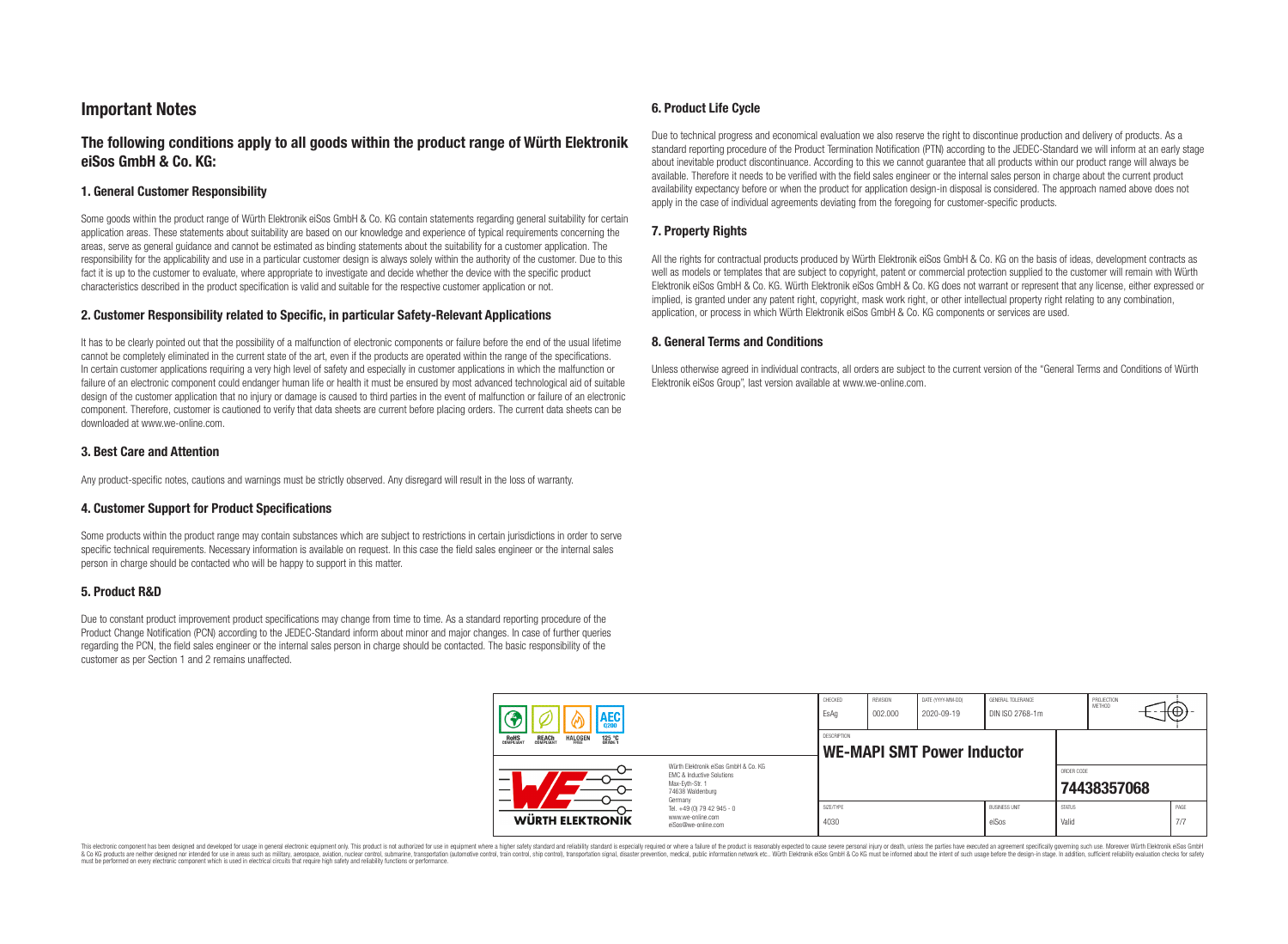# Important Notes

## The following conditions apply to all goods within the product range of Würth Elektronik eiSos GmbH & Co. KG:

### 1. General Customer Responsibility

Some goods within the product range of Würth Elektronik eiSos GmbH & Co. KG contain statements regarding general suitability for certain application areas. These statements about suitability are based on our knowledge and experience of typical requirements concerning the areas, serve as general guidance and cannot be estimated as binding statements about the suitability for a customer application. The responsibility for the applicability and use in a particular customer design is always solely within the authority of the customer. Due to this fact it is up to the customer to evaluate, where appropriate to investigate and decide whether the device with the specific product characteristics described in the product specification is valid and suitable for the respective customer application or not.

### 2. Customer Responsibility related to Specific, in particular Safety-Relevant Applications

It has to be clearly pointed out that the possibility of a malfunction of electronic components or failure before the end of the usual lifetime cannot be completely eliminated in the current state of the art, even if the products are operated within the range of the specifications. In certain customer applications requiring a very high level of safety and especially in customer applications in which the malfunction or failure of an electronic component could endanger human life or health it must be ensured by most advanced technological aid of suitable design of the customer application that no injury or damage is caused to third parties in the event of malfunction or failure of an electronic component. Therefore, customer is cautioned to verify that data sheets are current before placing orders. The current data sheets can be downloaded at www.we-online.com.

### 3. Best Care and Attention

Any product-specific notes, cautions and warnings must be strictly observed. Any disregard will result in the loss of warranty.

### 4. Customer Support for Product Specifications

Some products within the product range may contain substances which are subject to restrictions in certain jurisdictions in order to serve specific technical requirements. Necessary information is available on request. In this case the field sales engineer or the internal sales person in charge should be contacted who will be happy to support in this matter.

### 5. Product R&D

Due to constant product improvement product specifications may change from time to time. As a standard reporting procedure of the Product Change Notification (PCN) according to the JEDEC-Standard inform about minor and major changes. In case of further queries regarding the PCN, the field sales engineer or the internal sales person in charge should be contacted. The basic responsibility of the customer as per Section 1 and 2 remains unaffected.

### 6. Product Life Cycle

Due to technical progress and economical evaluation we also reserve the right to discontinue production and delivery of products. As a standard reporting procedure of the Product Termination Notification (PTN) according to the JEDEC-Standard we will inform at an early stage about inevitable product discontinuance. According to this we cannot guarantee that all products within our product range will always be available. Therefore it needs to be verified with the field sales engineer or the internal sales person in charge about the current product availability expectancy before or when the product for application design-in disposal is considered. The approach named above does not apply in the case of individual agreements deviating from the foregoing for customer-specific products.

### 7. Property Rights

All the rights for contractual products produced by Würth Elektronik eiSos GmbH & Co. KG on the basis of ideas, development contracts as well as models or templates that are subject to copyright, patent or commercial protection supplied to the customer will remain with Würth Elektronik eiSos GmbH & Co. KG. Würth Elektronik eiSos GmbH & Co. KG does not warrant or represent that any license, either expressed or implied, is granted under any patent right, copyright, mask work right, or other intellectual property right relating to any combination, application, or process in which Würth Elektronik eiSos GmbH & Co. KG components or services are used.

### 8. General Terms and Conditions

Unless otherwise agreed in individual contracts, all orders are subject to the current version of the "General Terms and Conditions of Würth Elektronik eiSos Group", last version available at www.we-online.com.

| | | | | | | |
|---|---|---|---|---|---|---|
| RoHS COMPLIANT, REACh COMPLIANT, HALOGEN FREE, AEC-Q200, 125 °C GRADE 1 | CHECKED EsAg | REVISION 002.000 | DATE (YYYY-MM-DD) 2020-09-19 | GENERAL TOLERANCE DIN ISO 2768-1m | | PROJECTION METHOD |
| | DESCRIPTION **WE-MAPI SMT Power Inductor** | | | | | |
| WÜRTH ELEKTRONIK — Würth Elektronik eiSos GmbH & Co. KG, EMC & Inductive Solutions, Max-Eyth-Str. 1, 74638 Waldenburg, Germany, Tel. +49 (0) 79 42 945 - 0, www.we-online.com, eiSos@we-online.com | | | | | ORDER CODE **74438357068** | |
| | SIZE/TYPE 4030 | | | BUSINESS UNIT eiSos | STATUS Valid | PAGE 7/7 |

This electronic component has been designed and developed for usage in general electronic equipment only. This product is not authorized for use in equipment where a higher safety standard and reliability standard is especially required or where a failure of the product is reasonably expected to cause severe personal injury or death, unless the parties have executed an agreement specifically governing such use. Moreover Würth Elektronik eiSos GmbH & Co KG products are neither designed nor intended for use in areas such as military, aerospace, aviation, nuclear control, submarine, transportation (automotive control, train control, ship control), transportation signal, disaster prevention, medical, public information network etc.. Würth Elektronik eiSos GmbH & Co KG must be informed about the intent of such usage before the design-in stage. In addition, sufficient reliability evaluation checks for safety must be performed on every electronic component which is used in electrical circuits that require high safety and reliability functions or performance.